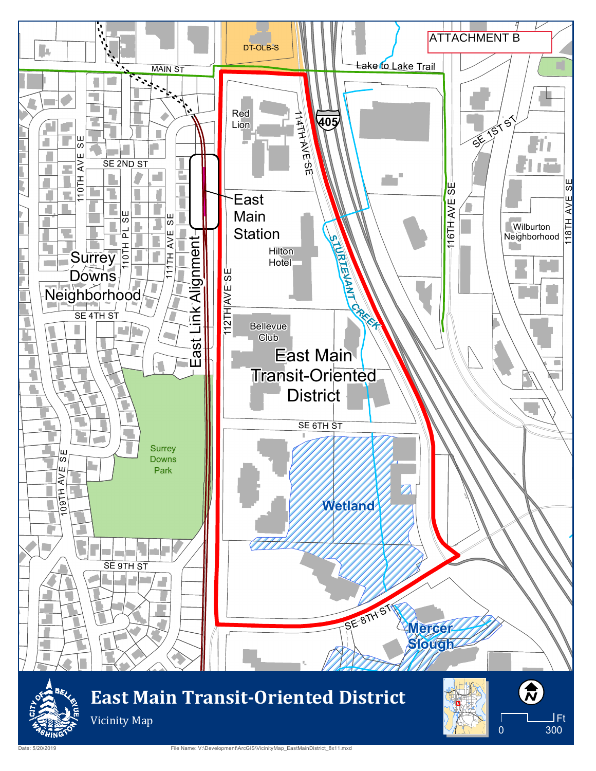ATTACHMENT B

DT-OLB-S

MAIN ST

Lake to Lake Trail

Red Lion

114TH AVE SE

405

SE 1ST ST

SE 2ND ST

110TH AVE SE

East Main Station

116TH AVE SE

Wilburton Neighborhood

118TH AVE SE

110TH PL SE

111TH AVE SE

Hilton Hotel

STURTEVANT CREEK

Surrey Downs Neighborhood

East Link Alignment

112TH AVE SE

SE 4TH ST

Bellevue Club

East Main Transit-Oriented District

SE 6TH ST

Surrey Downs Park

109TH AVE SE

Wetland

SE 9TH ST

SE 8TH ST

Mercer Slough

# East Main Transit-Oriented District

Vicinity Map

0 300 Ft

Date: 5/20/2019

File Name: V:\Development\ArcGIS\VicinityMap_EastMainDistrict_8x11.mxd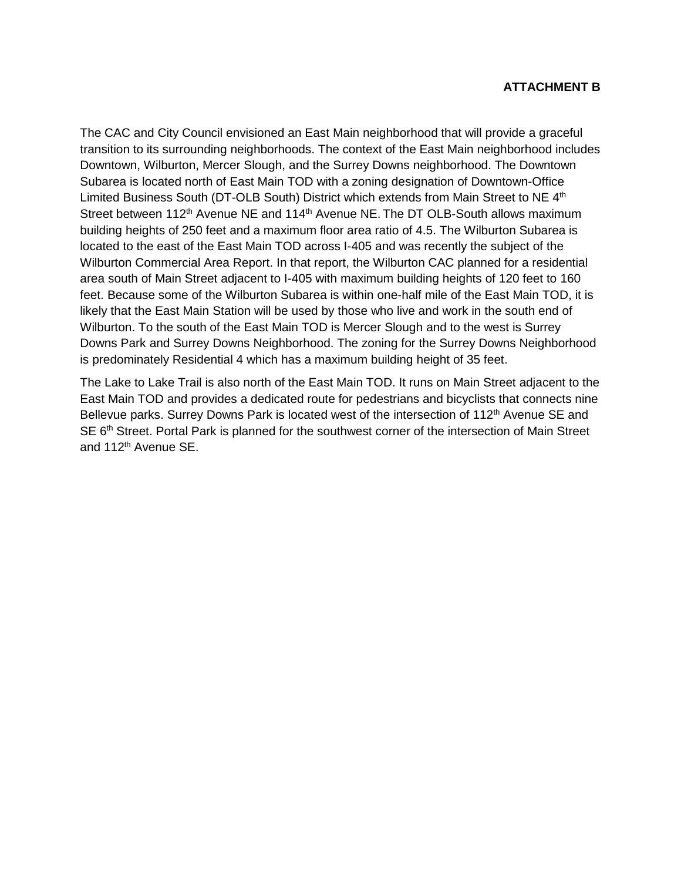**ATTACHMENT B**

The CAC and City Council envisioned an East Main neighborhood that will provide a graceful transition to its surrounding neighborhoods. The context of the East Main neighborhood includes Downtown, Wilburton, Mercer Slough, and the Surrey Downs neighborhood. The Downtown Subarea is located north of East Main TOD with a zoning designation of Downtown-Office Limited Business South (DT-OLB South) District which extends from Main Street to NE 4th Street between 112th Avenue NE and 114th Avenue NE. The DT OLB-South allows maximum building heights of 250 feet and a maximum floor area ratio of 4.5. The Wilburton Subarea is located to the east of the East Main TOD across I-405 and was recently the subject of the Wilburton Commercial Area Report. In that report, the Wilburton CAC planned for a residential area south of Main Street adjacent to I-405 with maximum building heights of 120 feet to 160 feet. Because some of the Wilburton Subarea is within one-half mile of the East Main TOD, it is likely that the East Main Station will be used by those who live and work in the south end of Wilburton. To the south of the East Main TOD is Mercer Slough and to the west is Surrey Downs Park and Surrey Downs Neighborhood. The zoning for the Surrey Downs Neighborhood is predominately Residential 4 which has a maximum building height of 35 feet.

The Lake to Lake Trail is also north of the East Main TOD. It runs on Main Street adjacent to the East Main TOD and provides a dedicated route for pedestrians and bicyclists that connects nine Bellevue parks. Surrey Downs Park is located west of the intersection of 112th Avenue SE and SE 6th Street. Portal Park is planned for the southwest corner of the intersection of Main Street and 112th Avenue SE.